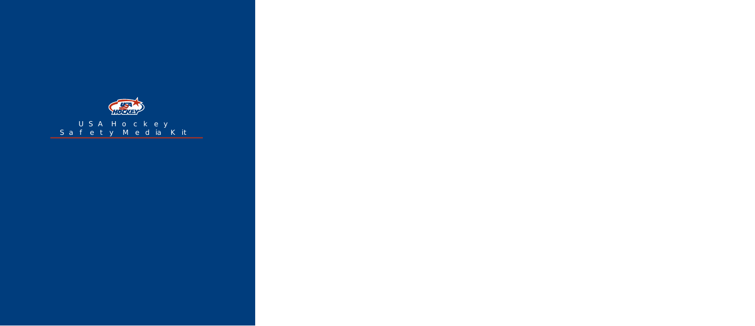# USA Hockey Safety Media Kit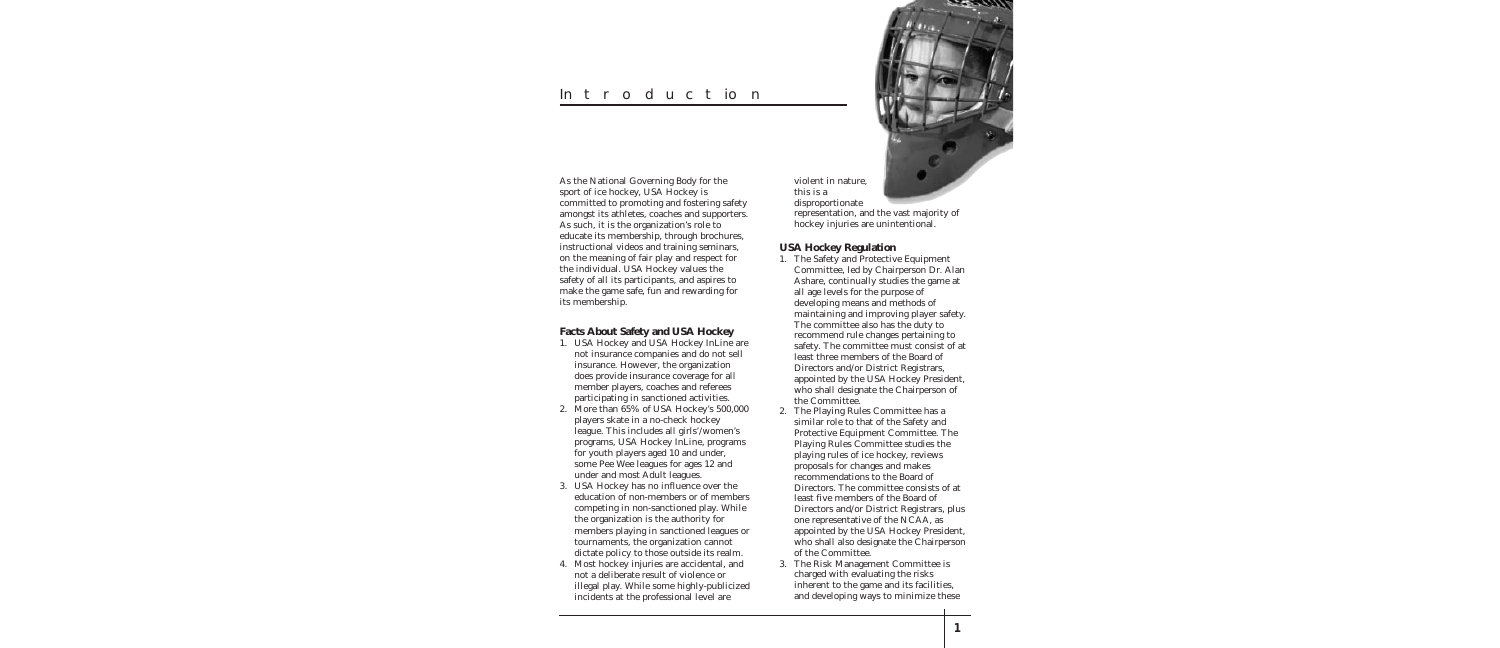# Introduction

As the National Governing Body for the sport of ice hockey, USA Hockey is committed to promoting and fostering safety amongst its athletes, coaches and supporters. As such, it is the organization's role to educate its membership, through brochures, instructional videos and training seminars, on the meaning of fair play and respect for the individual. USA Hockey values the safety of all its participants, and aspires to make the game safe, fun and rewarding for its membership.

**Facts About Safety and USA Hockey**

1. USA Hockey and USA Hockey InLine are not insurance companies and do not sell insurance. However, the organization does provide insurance coverage for all member players, coaches and referees participating in sanctioned activities.
2. More than 65% of USA Hockey's 500,000 players skate in a no-check hockey league. This includes all girls'/women's programs, USA Hockey InLine, programs for youth players aged 10 and under, some Pee Wee leagues for ages 12 and under and most Adult leagues.
3. USA Hockey has no influence over the education of non-members or of members competing in non-sanctioned play. While the organization is the authority for members playing in sanctioned leagues or tournaments, the organization cannot dictate policy to those outside its realm.
4. Most hockey injuries are accidental, and not a deliberate result of violence or illegal play. While some highly-publicized incidents at the professional level are violent in nature, this is a disproportionate representation, and the vast majority of hockey injuries are unintentional.

**USA Hockey Regulation**

1. The Safety and Protective Equipment Committee, led by Chairperson Dr. Alan Ashare, continually studies the game at all age levels for the purpose of developing means and methods of maintaining and improving player safety. The committee also has the duty to recommend rule changes pertaining to safety. The committee must consist of at least three members of the Board of Directors and/or District Registrars, appointed by the USA Hockey President, who shall designate the Chairperson of the Committee.
2. The Playing Rules Committee has a similar role to that of the Safety and Protective Equipment Committee. The Playing Rules Committee studies the playing rules of ice hockey, reviews proposals for changes and makes recommendations to the Board of Directors. The committee consists of at least five members of the Board of Directors and/or District Registrars, plus one representative of the NCAA, as appointed by the USA Hockey President, who shall also designate the Chairperson of the Committee.
3. The Risk Management Committee is charged with evaluating the risks inherent to the game and its facilities, and developing ways to minimize these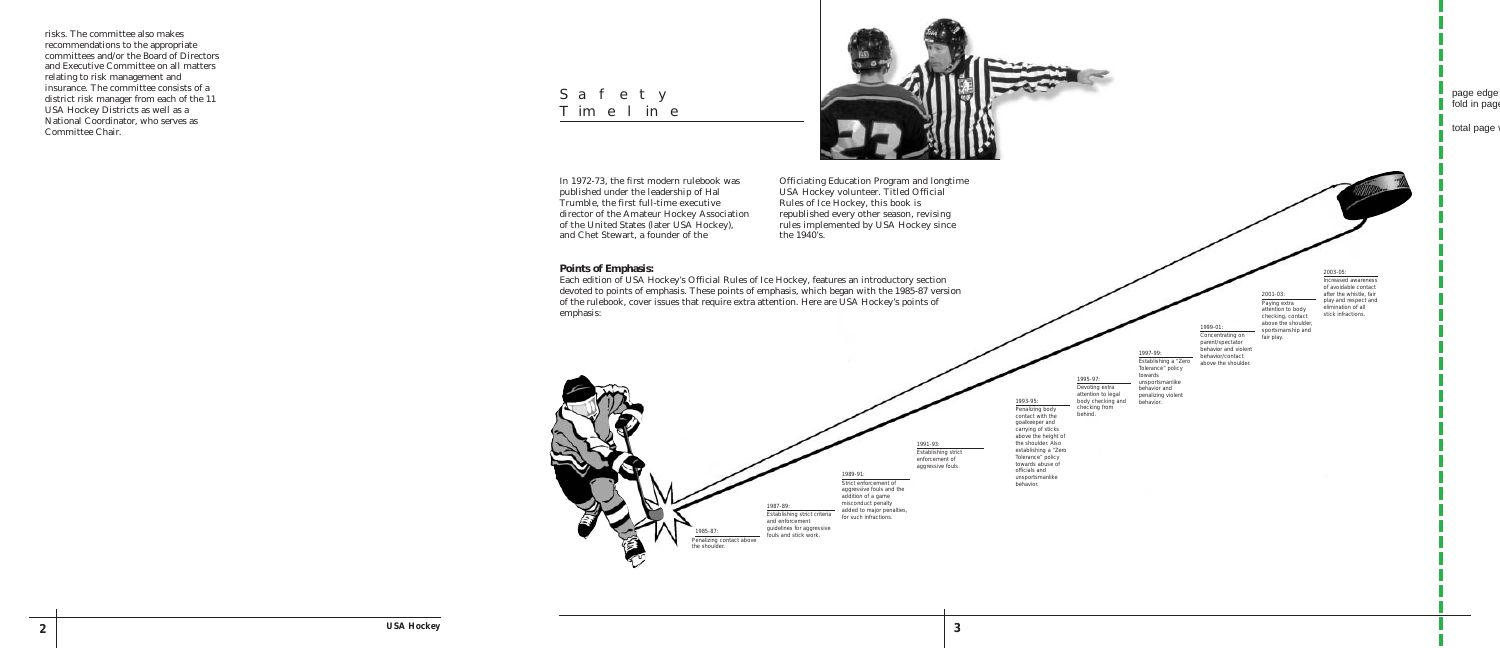risks. The committee also makes recommendations to the appropriate committees and/or the Board of Directors and Executive Committee on all matters relating to risk management and insurance. The committee consists of a district risk manager from each of the 11 USA Hockey Districts as well as a National Coordinator, who serves as Committee Chair.

# Safety Timeline

In 1972-73, the first modern rulebook was published under the leadership of Hal Trumble, the first full-time executive director of the Amateur Hockey Association of the United States (later USA Hockey), and Chet Stewart, a founder of the Officiating Education Program and longtime USA Hockey volunteer. Titled Official Rules of Ice Hockey, this book is republished every other season, revising rules implemented by USA Hockey since the 1940's.

**Points of Emphasis:**

Each edition of USA Hockey's Official Rules of Ice Hockey, features an introductory section devoted to points of emphasis. These points of emphasis, which began with the 1985-87 version of the rulebook, cover issues that require extra attention. Here are USA Hockey's points of emphasis:

1985-87: Penalizing contact above the shoulder.

1987-89: Establishing strict criteria and enforcement guidelines for aggressive fouls and stick work.

1989-91: Strict enforcement of aggressive fouls and the addition of a game misconduct penalty added to major penalties, for such infractions.

1991-93: Establishing strict enforcement of aggressive fouls.

1993-95: Penalizing body contact with the goalkeeper and carrying of sticks above the height of the shoulder. Also establishing a "Zero Tolerance" policy towards abuse of officials and unsportsmanlike behavior.

1995-97: Devoting extra attention to legal body checking and checking from behind.

1997-99: Establishing a "Zero Tolerance" policy towards unsportsmanlike behavior and penalizing violent behavior.

1999-01: Concentrating on parent/spectator behavior and violent behavior/contact above the shoulder.

2001-03: Paying extra attention to body checking, contact above the shoulder, sportsmanship and fair play.

2003-05: Increased awareness of avoidable contact after the whistle, fair play and respect and elimination of all stick infractions.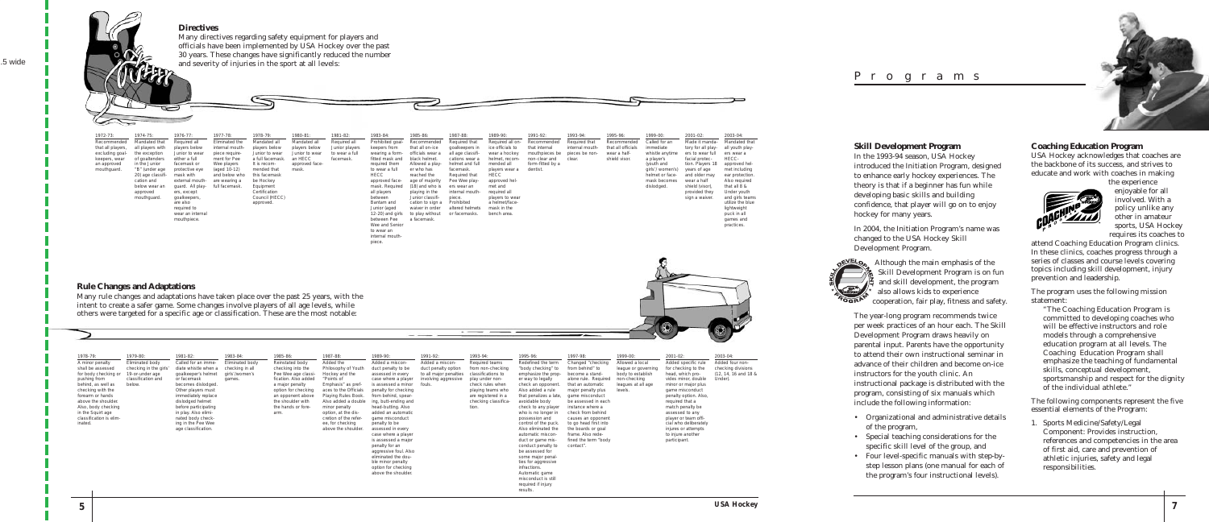## Directives

Many directives regarding safety equipment for players and officials have been implemented by USA Hockey over the past 30 years. These changes have significantly reduced the number and severity of injuries in the sport at all levels:

**1972-73:** Recommended that all players, excluding goalkeepers, wear an approved mouthguard.

**1974-75:** Mandated that all players with the exception of goaltenders in the Junior "B" (under age 20) age classification and below wear an approved mouthguard.

**1976-77:** Required all players below Junior to wear either a full facemask or protective eye mask with external mouthguard. All players, except goalkeepers, are also required to wear an internal mouthpiece.

**1977-78:** Eliminated the internal mouthpiece requirement for Pee Wee players (aged 10-12) and below who are wearing a full facemask.

**1978-79:** Mandated all players below Junior to wear a full facemask. It is recommended that this facemask be Hockey Equipment Certification Council (HECC) approved.

**1980-81:** Mandated all players below Junior to wear an HECC approved facemask.

**1981-82:** Required all Junior players to wear a full facemask.

**1983-84:** Prohibited goalkeepers from wearing a form-fitted mask and required them to wear a full HECC approved facemask. Required all players between Bantam and Junior (aged 12-20) and girls between Pee Wee and Senior to wear an internal mouthpiece.

**1985-86:** Recommended that all on-ice officials wear a black helmet. Allowed a player who has reached the age of majority (18) and who is playing in the Junior classification to sign a waiver in order to play without a facemask.

**1987-88:** Required that goalkeepers in all age classifications wear a helmet and full facemask. Required that Pee Wee players wear an internal mouthpiece. Prohibited altered helmets or facemasks.

**1989-90:** Required all on-ice officials to wear a hockey helmet, recommended all players wear a HECC approved helmet and required all players to wear a helmet/facemask in the bench area.

**1991-92:** Recommended that internal mouthpieces be non-clear and form-fitted by a dentist.

**1993-94:** Required that internal mouthpieces be non-clear.

**1995-96:** Recommended that all officials wear a half-shield visor.

**1999-00:** Called for an immediate whistle anytime a player's (youth and girls'/women's) helmet or facemask becomes dislodged.

**2001-02:** Made it mandatory for all players to wear full facial protection. Players 18 years of age and older may wear a half shield (visor), provided they sign a waiver.

**2003-04:** Mandated that all youth players wear a HECC-approved helmet including ear protection. Also required that all 8 & Under youth and girls teams utilize the blue lightweight puck in all games and practices.

## Rule Changes and Adaptations

Many rule changes and adaptations have taken place over the past 25 years, with the intent to create a safer game. Some changes involve players of all age levels, while others were targeted for a specific age or classification. These are the most notable:

**1978-79:** A minor penalty shall be assessed for body checking or pushing from behind, as well as checking with the forearm or hands above the shoulder. Also, body checking in the Squirt age classification is eliminated.

**1979-80:** Eliminated body checking in the girls' 19-or-under age classification and below.

**1981-82:** Called for an immediate whistle when a goalkeeper's helmet or facemask becomes dislodged. Other players must immediately replace dislodged helmet before participating in play. Also eliminated body checking in the Pee Wee age classification.

**1983-84:** Eliminated body checking in all girls'/women's games.

**1985-86:** Reinstated body checking into the Pee Wee age classification. Also added a major penalty option for checking an opponent above the shoulder with the hands or forearm.

**1987-88:** Added the Philosophy of Youth Hockey and the "Points of Emphasis" as prefaces to the Officials Playing Rules Book. Also added a double minor penalty option, at the discretion of the referee, for checking above the shoulder.

**1989-90:** Added a misconduct penalty to be assessed in every case where a player is assessed a minor penalty for checking from behind, spearing, butt-ending and head-butting. Also added an automatic game misconduct penalty to be assessed in every case where a player is assessed a major penalty for an aggressive foul. Also eliminated the double minor penalty option for checking above the shoulder.

**1991-92:** Added a misconduct penalty option to all major penalties involving aggressive fouls.

**1993-94:** Required teams from non-checking classifications to play under non-check rules when playing teams who are registered in a checking classification.

**1995-96:** Redefined the term "body checking" to emphasize the proper way to legally check an opponent. Also added a rule that penalizes a late, avoidable body check to any player who is no longer in possession and control of the puck. Also eliminated the automatic misconduct or game misconduct penalty to be assessed for some major penalties for aggressive infractions. Automatic game misconduct is still required if injury results.

**1997-98:** Changed "checking from behind" to become a stand-alone rule. Required that an automatic major penalty plus game misconduct be assessed in each instance where a check from behind causes an opponent to go head first into the boards or goal frame. Also redefined the term "body contact".

**1999-00:** Allowed a local league or governing body to establish non-checking leagues at all age levels.

**2001-02:** Added specific rule for checking to the head, which provides minor, double minor or major plus game misconduct penalty option. Also, required that a match penalty be assessed to any player or team official who deliberately injures or attempts to injure another participant.

**2003-04:** Added four non-checking divisions (12, 14, 16 and 18 & Under).

# Programs

## Skill Development Program

In the 1993-94 season, USA Hockey introduced the Initiation Program, designed to enhance early hockey experiences. The theory is that if a beginner has fun while developing basic skills and building confidence, that player will go on to enjoy hockey for many years.

In 2004, the Initiation Program's name was changed to the USA Hockey Skill Development Program.

Although the main emphasis of the Skill Development Program is on fun and skill development, the program also allows kids to experience cooperation, fair play, fitness and safety.

The year-long program recommends twice per week practices of an hour each. The Skill Development Program draws heavily on parental input. Parents have the opportunity to attend their own instructional seminar in advance of their children and become on-ice instructors for the youth clinic. An instructional package is distributed with the program, consisting of six manuals which include the following information:

- Organizational and administrative details of the program,
- Special teaching considerations for the specific skill level of the group, and
- Four level-specific manuals with step-by-step lesson plans (one manual for each of the program's four instructional levels).

## Coaching Education Program

USA Hockey acknowledges that coaches are the backbone of its success, and strives to educate and work with coaches in making the experience enjoyable for all involved. With a policy unlike any other in amateur sports, USA Hockey requires its coaches to attend Coaching Education Program clinics. In these clinics, coaches progress through a series of classes and course levels covering topics including skill development, injury prevention and leadership.

The program uses the following mission statement:

> "The Coaching Education Program is committed to developing coaches who will be effective instructors and role models through a comprehensive education program at all levels. The Coaching Education Program shall emphasize the teaching of fundamental skills, conceptual development, sportsmanship and respect for the dignity of the individual athlete."

The following components represent the five essential elements of the Program:

1. Sports Medicine/Safety/Legal Component: Provides instruction, references and competencies in the area of first aid, care and prevention of athletic injuries, safety and legal responsibilities.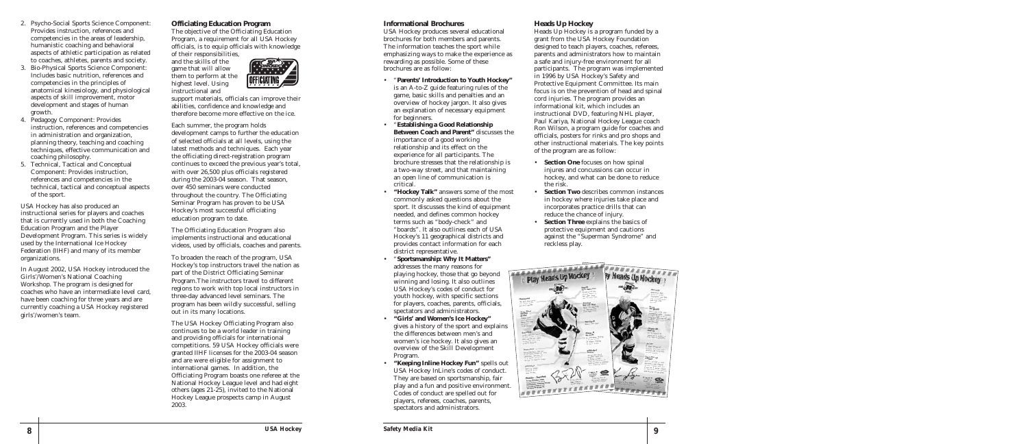2. Psycho-Social Sports Science Component: Provides instruction, references and competencies in the areas of leadership, humanistic coaching and behavioral aspects of athletic participation as related to coaches, athletes, parents and society.
3. Bio-Physical Sports Science Component: Includes basic nutrition, references and competencies in the principles of anatomical kinesiology, and physiological aspects of skill improvement, motor development and stages of human growth.
4. Pedagogy Component: Provides instruction, references and competencies in administration and organization, planning theory, teaching and coaching techniques, effective communication and coaching philosophy.
5. Technical, Tactical and Conceptual Component: Provides instruction, references and competencies in the technical, tactical and conceptual aspects of the sport.

USA Hockey has also produced an instructional series for players and coaches that is currently used in both the Coaching Education Program and the Player Development Program. This series is widely used by the International Ice Hockey Federation (IIHF) and many of its member organizations.

In August 2002, USA Hockey introduced the Girls'/Women's National Coaching Workshop. The program is designed for coaches who have an intermediate level card, have been coaching for three years and are currently coaching a USA Hockey registered girls'/women's team.

### Officiating Education Program

The objective of the Officiating Education Program, a requirement for all USA Hockey officials, is to equip officials with knowledge of their responsibilities, and the skills of the game that will allow them to perform at the highest level. Using instructional and support materials, officials can improve their abilities, confidence and knowledge and therefore become more effective on the ice.

Each summer, the program holds development camps to further the education of selected officials at all levels, using the latest methods and techniques. Each year the officiating direct-registration program continues to exceed the previous year's total, with over 26,500 plus officials registered during the 2003-04 season. That season, over 450 seminars were conducted throughout the country. The Officiating Seminar Program has proven to be USA Hockey's most successful officiating education program to date.

The Officiating Education Program also implements instructional and educational videos, used by officials, coaches and parents.

To broaden the reach of the program, USA Hockey's top instructors travel the nation as part of the District Officiating Seminar Program.The instructors travel to different regions to work with top local instructors in three-day advanced level seminars. The program has been wildly successful, selling out in its many locations.

The USA Hockey Officiating Program also continues to be a world leader in training and providing officials for international competitions. 59 USA Hockey officials were granted IIHF licenses for the 2003-04 season and are were eligible for assignment to international games. In addition, the Officiating Program boasts one referee at the National Hockey League level and had eight others (ages 21-25), invited to the National Hockey League prospects camp in August 2003.

### Informational Brochures

USA Hockey produces several educational brochures for both members and parents. The information teaches the sport while emphasizing ways to make the experience as rewarding as possible. Some of these brochures are as follow:

- **"Parents' Introduction to Youth Hockey"** is an A-to-Z guide featuring rules of the game, basic skills and penalties and an overview of hockey jargon. It also gives an explanation of necessary equipment for beginners.
- **"Establishing a Good Relationship Between Coach and Parent"** discusses the importance of a good working relationship and its effect on the experience for all participants. The brochure stresses that the relationship is a two-way street, and that maintaining an open line of communication is critical.
- **"Hockey Talk"** answers some of the most commonly asked questions about the sport. It discusses the kind of equipment needed, and defines common hockey terms such as "body-check" and "boards". It also outlines each of USA Hockey's 11 geographical districts and provides contact information for each district representative.
- **"Sportsmanship: Why It Matters"** addresses the many reasons for playing hockey, those that go beyond winning and losing. It also outlines USA Hockey's codes of conduct for youth hockey, with specific sections for players, coaches, parents, officials, spectators and administrators.
- **"Girls' and Women's Ice Hockey"** gives a history of the sport and explains the differences between men's and women's ice hockey. It also gives an overview of the Skill Development Program.
- **"Keeping Inline Hockey Fun"** spells out USA Hockey InLine's codes of conduct. They are based on sportsmanship, fair play and a fun and positive environment. Codes of conduct are spelled out for players, referees, coaches, parents, spectators and administrators.

### Heads Up Hockey

Heads Up Hockey is a program funded by a grant from the USA Hockey Foundation designed to teach players, coaches, referees, parents and administrators how to maintain a safe and injury-free environment for all participants. The program was implemented in 1996 by USA Hockey's Safety and Protective Equipment Committee. Its main focus is on the prevention of head and spinal cord injuries. The program provides an informational kit, which includes an instructional DVD, featuring NHL player, Paul Kariya, National Hockey League coach Ron Wilson, a program guide for coaches and officials, posters for rinks and pro shops and other instructional materials. The key points of the program are as follow:

- **Section One** focuses on how spinal injures and concussions can occur in hockey, and what can be done to reduce the risk.
- **Section Two** describes common instances in hockey where injuries take place and incorporates practice drills that can reduce the chance of injury.
- **Section Three** explains the basics of protective equipment and cautions against the "Superman Syndrome" and reckless play.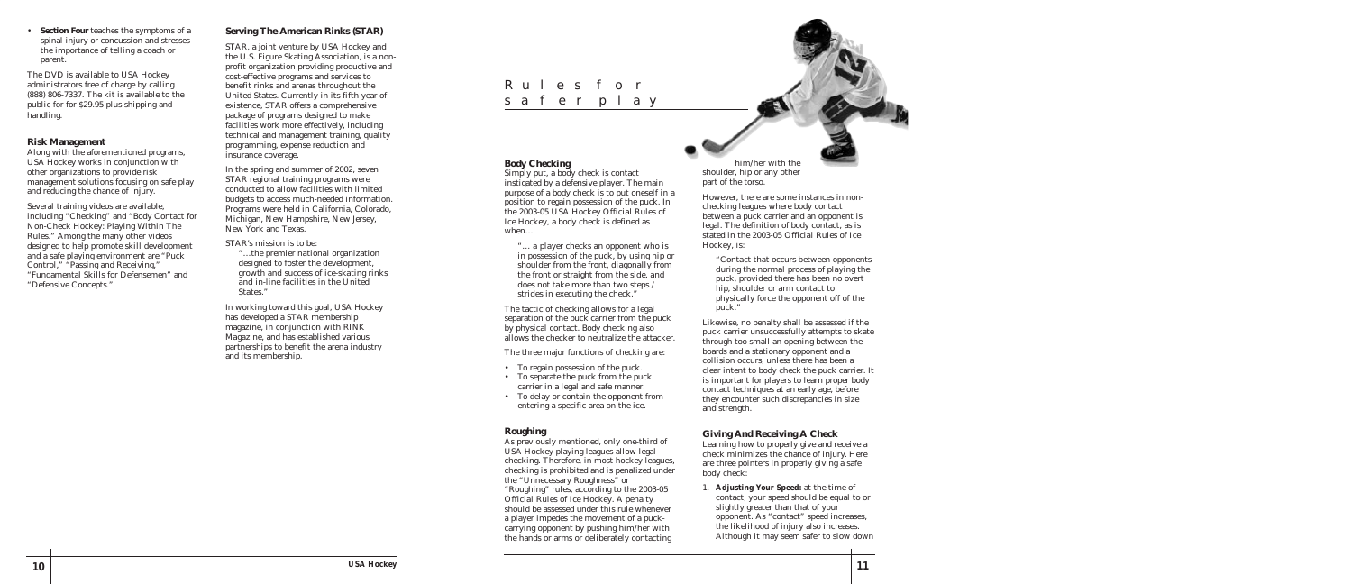- **Section Four** teaches the symptoms of a spinal injury or concussion and stresses the importance of telling a coach or parent.

The DVD is available to USA Hockey administrators free of charge by calling (888) 806-7337. The kit is available to the public for for $29.95 plus shipping and handling.

### Risk Management

Along with the aforementioned programs, USA Hockey works in conjunction with other organizations to provide risk management solutions focusing on safe play and reducing the chance of injury.

Several training videos are available, including "Checking" and "Body Contact for Non-Check Hockey: Playing Within The Rules." Among the many other videos designed to help promote skill development and a safe playing environment are "Puck Control," "Passing and Receiving," "Fundamental Skills for Defensemen" and "Defensive Concepts."

### Serving The American Rinks (STAR)

STAR, a joint venture by USA Hockey and the U.S. Figure Skating Association, is a non-profit organization providing productive and cost-effective programs and services to benefit rinks and arenas throughout the United States. Currently in its fifth year of existence, STAR offers a comprehensive package of programs designed to make facilities work more effectively, including technical and management training, quality programming, expense reduction and insurance coverage.

In the spring and summer of 2002, seven STAR regional training programs were conducted to allow facilities with limited budgets to access much-needed information. Programs were held in California, Colorado, Michigan, New Hampshire, New Jersey, New York and Texas.

STAR's mission is to be:

> "...the premier national organization designed to foster the development, growth and success of ice-skating rinks and in-line facilities in the United States."

In working toward this goal, USA Hockey has developed a STAR membership magazine, in conjunction with RINK Magazine, and has established various partnerships to benefit the arena industry and its membership.

## Rules for safer play

### Body Checking

Simply put, a body check is contact instigated by a defensive player. The main purpose of a body check is to put oneself in a position to regain possession of the puck. In the 2003-05 USA Hockey Official Rules of Ice Hockey, a body check is defined as when...

> "... a player checks an opponent who is in possession of the puck, by using hip or shoulder from the front, diagonally from the front or straight from the side, and does not take more than two steps / strides in executing the check."

The tactic of checking allows for a legal separation of the puck carrier from the puck by physical contact. Body checking also allows the checker to neutralize the attacker.

The three major functions of checking are:

- To regain possession of the puck.
- To separate the puck from the puck carrier in a legal and safe manner.
- To delay or contain the opponent from entering a specific area on the ice.

### Roughing

As previously mentioned, only one-third of USA Hockey playing leagues allow legal checking. Therefore, in most hockey leagues, checking is prohibited and is penalized under the "Unnecessary Roughness" or "Roughing" rules, according to the 2003-05 Official Rules of Ice Hockey. A penalty should be assessed under this rule whenever a player impedes the movement of a puck-carrying opponent by pushing him/her with the hands or arms or deliberately contacting him/her with the shoulder, hip or any other part of the torso.

However, there are some instances in non-checking leagues where body contact between a puck carrier and an opponent is legal. The definition of body contact, as is stated in the 2003-05 Official Rules of Ice Hockey, is:

> "Contact that occurs between opponents during the normal process of playing the puck, provided there has been no overt hip, shoulder or arm contact to physically force the opponent off of the puck."

Likewise, no penalty shall be assessed if the puck carrier unsuccessfully attempts to skate through too small an opening between the boards and a stationary opponent and a collision occurs, unless there has been a clear intent to body check the puck carrier. It is important for players to learn proper body contact techniques at an early age, before they encounter such discrepancies in size and strength.

### Giving And Receiving A Check

Learning how to properly give and receive a check minimizes the chance of injury. Here are three pointers in properly giving a safe body check:

1. ***Adjusting Your Speed:*** at the time of contact, your speed should be equal to or slightly greater than that of your opponent. As "contact" speed increases, the likelihood of injury also increases. Although it may seem safer to slow down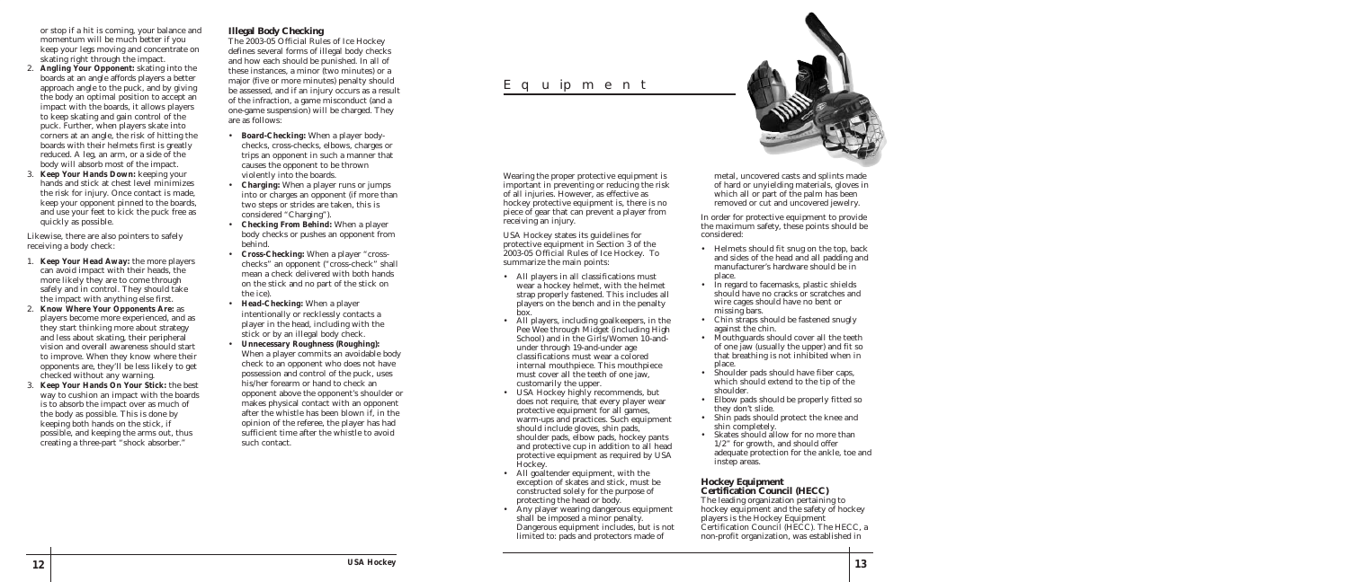or stop if a hit is coming, your balance and momentum will be much better if you keep your legs moving and concentrate on skating right through the impact.

2. ***Angling Your Opponent:*** skating into the boards at an angle affords players a better approach angle to the puck, and by giving the body an optimal position to accept an impact with the boards, it allows players to keep skating and gain control of the puck. Further, when players skate into corners at an angle, the risk of hitting the boards with their helmets first is greatly reduced. A leg, an arm, or a side of the body will absorb most of the impact.
3. ***Keep Your Hands Down:*** keeping your hands and stick at chest level minimizes the risk for injury. Once contact is made, keep your opponent pinned to the boards, and use your feet to kick the puck free as quickly as possible.

Likewise, there are also pointers to safely receiving a body check:

1. ***Keep Your Head Away:*** the more players can avoid impact with their heads, the more likely they are to come through safely and in control. They should take the impact with anything else first.
2. ***Know Where Your Opponents Are:*** as players become more experienced, and as they start thinking more about strategy and less about skating, their peripheral vision and overall awareness should start to improve. When they know where their opponents are, they'll be less likely to get checked without any warning.
3. ***Keep Your Hands On Your Stick:*** the best way to cushion an impact with the boards is to absorb the impact over as much of the body as possible. This is done by keeping both hands on the stick, if possible, and keeping the arms out, thus creating a three-part "shock absorber."

### Illegal Body Checking

The 2003-05 Official Rules of Ice Hockey defines several forms of illegal body checks and how each should be punished. In all of these instances, a minor (two minutes) or a major (five or more minutes) penalty should be assessed, and if an injury occurs as a result of the infraction, a game misconduct (and a one-game suspension) will be charged. They are as follows:

- ***Board-Checking:*** When a player body-checks, cross-checks, elbows, charges or trips an opponent in such a manner that causes the opponent to be thrown violently into the boards.
- ***Charging:*** When a player runs or jumps into or charges an opponent (if more than two steps or strides are taken, this is considered "Charging").
- ***Checking From Behind:*** When a player body checks or pushes an opponent from behind.
- ***Cross-Checking:*** When a player "cross-checks" an opponent ("cross-check" shall mean a check delivered with both hands on the stick and no part of the stick on the ice).
- ***Head-Checking:*** When a player intentionally or recklessly contacts a player in the head, including with the stick or by an illegal body check.
- ***Unnecessary Roughness (Roughing):*** When a player commits an avoidable body check to an opponent who does not have possession and control of the puck, uses his/her forearm or hand to check an opponent above the opponent's shoulder or makes physical contact with an opponent after the whistle has been blown if, in the opinion of the referee, the player has had sufficient time after the whistle to avoid such contact.

## Equipment

Wearing the proper protective equipment is important in preventing or reducing the risk of all injuries. However, as effective as hockey protective equipment is, there is no piece of gear that can prevent a player from receiving an injury.

USA Hockey states its guidelines for protective equipment in Section 3 of the 2003-05 Official Rules of Ice Hockey. To summarize the main points:

- All players in all classifications must wear a hockey helmet, with the helmet strap properly fastened. This includes all players on the bench and in the penalty box.
- All players, including goalkeepers, in the Pee Wee through Midget (including High School) and in the Girls/Women 10-and-under through 19-and-under age classifications must wear a colored internal mouthpiece. This mouthpiece must cover all the teeth of one jaw, customarily the upper.
- USA Hockey highly recommends, but does not require, that every player wear protective equipment for all games, warm-ups and practices. Such equipment should include gloves, shin pads, shoulder pads, elbow pads, hockey pants and protective cup in addition to all head protective equipment as required by USA Hockey.
- All goaltender equipment, with the exception of skates and stick, must be constructed solely for the purpose of protecting the head or body.
- Any player wearing dangerous equipment shall be imposed a minor penalty. Dangerous equipment includes, but is not limited to: pads and protectors made of metal, uncovered casts and splints made of hard or unyielding materials, gloves in which all or part of the palm has been removed or cut and uncovered jewelry.

In order for protective equipment to provide the maximum safety, these points should be considered:

- Helmets should fit snug on the top, back and sides of the head and all padding and manufacturer's hardware should be in place.
- In regard to facemasks, plastic shields should have no cracks or scratches and wire cages should have no bent or missing bars.
- Chin straps should be fastened snugly against the chin.
- Mouthguards should cover all the teeth of one jaw (usually the upper) and fit so that breathing is not inhibited when in place.
- Shoulder pads should have fiber caps, which should extend to the tip of the shoulder.
- Elbow pads should be properly fitted so they don't slide.
- Shin pads should protect the knee and shin completely.
- Skates should allow for no more than 1/2" for growth, and should offer adequate protection for the ankle, toe and instep areas.

### Hockey Equipment Certification Council (HECC)

The leading organization pertaining to hockey equipment and the safety of hockey players is the Hockey Equipment Certification Council (HECC). The HECC, a non-profit organization, was established in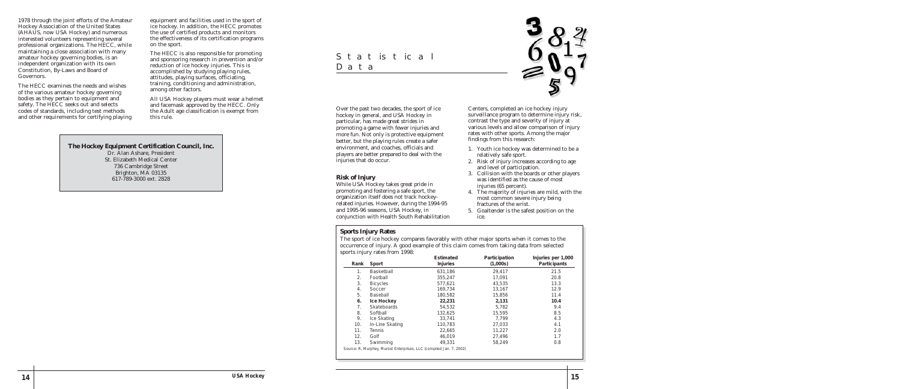1978 through the joint efforts of the Amateur Hockey Association of the United States (AHAUS, now USA Hockey) and numerous interested volunteers representing several professional organizations. The HECC, while maintaining a close association with many amateur hockey governing bodies, is an independent organization with its own Constitution, By-Laws and Board of Governors.

The HECC examines the needs and wishes of the various amateur hockey governing bodies as they pertain to equipment and safety. The HECC seeks out and selects codes of standards, including test methods and other requirements for certifying playing equipment and facilities used in the sport of ice hockey. In addition, the HECC promotes the use of certified products and monitors the effectiveness of its certification programs on the sport.

The HECC is also responsible for promoting and sponsoring research in prevention and/or reduction of ice hockey injuries. This is accomplished by studying playing rules, attitudes, playing surfaces, officiating, training, conditioning and administration, among other factors.

All USA Hockey players must wear a helmet and facemask approved by the HECC. Only the Adult age classification is exempt from this rule.

**The Hockey Equipment Certification Council, Inc.**
Dr. Alan Ashare, President
St. Elizabeth Medical Center
736 Cambridge Street
Brighton, MA 03135
617-789-3000 ext. 2828

# Statistical Data

Over the past two decades, the sport of ice hockey in general, and USA Hockey in particular, has made great strides in promoting a game with fewer injuries and more fun. Not only is protective equipment better, but the playing rules create a safer environment, and coaches, officials and players are better prepared to deal with the injuries that do occur.

## Risk of Injury

While USA Hockey takes great pride in promoting and fostering a safe sport, the organization itself does not track hockey-related injuries. However, during the 1994-95 and 1995-96 seasons, USA Hockey, in conjunction with Health South Rehabilitation Centers, completed an ice hockey injury surveillance program to determine injury risk, contrast the type and severity of injury at various levels and allow comparison of injury rates with other sports. Among the major findings from this research:

1. Youth ice hockey was determined to be a relatively safe sport.
2. Risk of injury increases according to age and level of participation.
3. Collision with the boards or other players was identified as the cause of most injuries (65 percent).
4. The majority of injuries are mild, with the most common severe injury being fractures of the wrist.
5. Goaltender is the safest position on the ice.

## Sports Injury Rates

The sport of ice hockey compares favorably with other major sports when it comes to the occurrence of injury. A good example of this claim comes from taking data from selected sports injury rates from 1998:

| Rank | Sport | Estimated Injuries | Participation (1,000s) | Injuries per 1,000 Participants |
|---|---|---|---|---|
| 1. | Basketball | 631,186 | 29,417 | 21.5 |
| 2. | Football | 355,247 | 17,091 | 20.8 |
| 3. | Bicycles | 577,621 | 43,535 | 13.3 |
| 4. | Soccer | 169,734 | 13,167 | 12.9 |
| 5. | Baseball | 180,582 | 15,856 | 11.4 |
| **6.** | **Ice Hockey** | **22,231** | **2,131** | **10.4** |
| 7. | Skateboards | 54,532 | 5,782 | 9.4 |
| 8. | Softball | 132,625 | 15,595 | 8.5 |
| 9. | Ice Skating | 33,741 | 7,799 | 4.3 |
| 10. | In-Line Skating | 110,783 | 27,033 | 4.1 |
| 11. | Tennis | 22,665 | 11,227 | 2.0 |
| 12. | Golf | 46,019 | 27,496 | 1.7 |
| 13. | Swimming | 49,331 | 58,249 | 0.8 |

Source: R. Murphey, Murost Enterprises, LLC (compiled Jan. 7, 2002)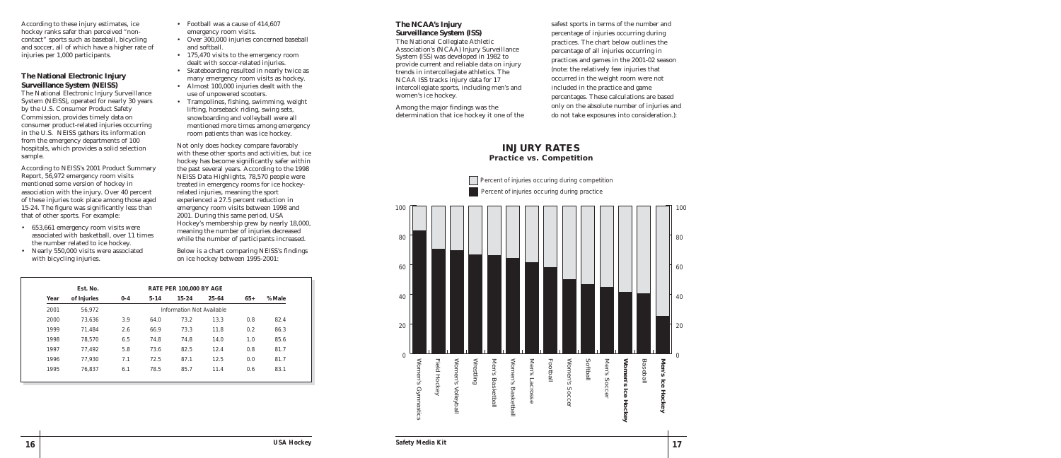According to these injury estimates, ice hockey ranks safer than perceived "non-contact" sports such as baseball, bicycling and soccer, all of which have a higher rate of injuries per 1,000 participants.

### The National Electronic Injury Surveillance System (NEISS)

The National Electronic Injury Surveillance System (NEISS), operated for nearly 30 years by the U.S. Consumer Product Safety Commission, provides timely data on consumer product-related injuries occurring in the U.S. NEISS gathers its information from the emergency departments of 100 hospitals, which provides a solid selection sample.

According to NEISS's 2001 Product Summary Report, 56,972 emergency room visits mentioned some version of hockey in association with the injury. Over 40 percent of these injuries took place among those aged 15-24. The figure was significantly less than that of other sports. For example:

- 653,661 emergency room visits were associated with basketball, over 11 times the number related to ice hockey.
- Nearly 550,000 visits were associated with bicycling injuries.
- Football was a cause of 414,607 emergency room visits.
- Over 300,000 injuries concerned baseball and softball.
- 175,470 visits to the emergency room dealt with soccer-related injuries.
- Skateboarding resulted in nearly twice as many emergency room visits as hockey.
- Almost 100,000 injuries dealt with the use of unpowered scooters.
- Trampolines, fishing, swimming, weight lifting, horseback riding, swing sets, snowboarding and volleyball were all mentioned more times among emergency room patients than was ice hockey.

Not only does hockey compare favorably with these other sports and activities, but ice hockey has become significantly safer within the past several years. According to the 1998 NEISS Data Highlights, 78,570 people were treated in emergency rooms for ice hockey-related injuries, meaning the sport experienced a 27.5 percent reduction in emergency room visits between 1998 and 2001. During this same period, USA Hockey's membership grew by nearly 18,000, meaning the number of injuries decreased while the number of participants increased.

Below is a chart comparing NEISS's findings on ice hockey between 1995-2001:

| Year | Est. No. of Injuries | RATE PER 100,000 BY AGE 0-4 | 5-14 | 15-24 | 25-64 | 65+ | % Male |
|---|---|---|---|---|---|---|---|
| 2001 | 56,972 | Information Not Available | | | | | |
| 2000 | 73,636 | 3.9 | 64.0 | 73.2 | 13.3 | 0.8 | 82.4 |
| 1999 | 71,484 | 2.6 | 66.9 | 73.3 | 11.8 | 0.2 | 86.3 |
| 1998 | 78,570 | 6.5 | 74.8 | 74.8 | 14.0 | 1.0 | 85.6 |
| 1997 | 77,492 | 5.8 | 73.6 | 82.5 | 12.4 | 0.8 | 81.7 |
| 1996 | 77,930 | 7.1 | 72.5 | 87.1 | 12.5 | 0.0 | 81.7 |
| 1995 | 76,837 | 6.1 | 78.5 | 85.7 | 11.4 | 0.6 | 83.1 |

### The NCAA's Injury Surveillance System (ISS)

The National Collegiate Athletic Association's (NCAA) Injury Surveillance System (ISS) was developed in 1982 to provide current and reliable data on injury trends in intercollegiate athletics. The NCAA ISS tracks injury data for 17 intercollegiate sports, including men's and women's ice hockey.

Among the major findings was the determination that ice hockey it one of the safest sports in terms of the number and percentage of injuries occurring during practices. The chart below outlines the percentage of all injuries occurring in practices and games in the 2001-02 season (note: the relatively few injuries that occurred in the weight room were not included in the practice and game percentages. These calculations are based only on the absolute number of injuries and do not take exposures into consideration.):

## INJURY RATES
**Practice vs. Competition**

Percent of injuries occuring during competition
Percent of injuries occuring during practice

Women's Gymnastics, Field Hockey, Women's Volleyball, Wrestling, Men's Basketball, Women's Basketball, Men's Lacrosse, Football, Women's Soccer, Softball, Men's Soccer, **Women's Ice Hockey**, Baseball, **Men's Ice Hockey**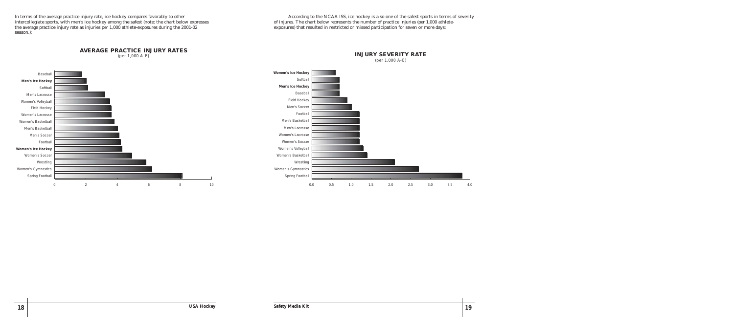In terms of the average practice injury rate, ice hockey compares favorably to other intercollegiate sports, with men's ice hockey among the safest (note: the chart below expresses the average practice injury rate as injuries per 1,000 athlete-exposures during the 2001-02 season.):

**AVERAGE PRACTICE INJURY RATES**
*(per 1,000 A-E)*

| Sport |
|---|
| Baseball |
| **Men's Ice Hockey** |
| Softball |
| Men's Lacrosse |
| Women's Volleyball |
| Field Hockey |
| Women's Lacrosse |
| Women's Basketball |
| Men's Basketball |
| Men's Soccer |
| Football |
| **Women's Ice Hockey** |
| Women's Soccer |
| Wrestling |
| Women's Gymnastics |
| Spring Football |

According to the NCAA ISS, ice hockey is also one of the safest sports in terms of severity of injuries. The chart below represents the number of practice injuries (per 1,000 athlete-exposures) that resulted in restricted or missed participation for seven or more days:

**INJURY SEVERITY RATE**
*(per 1,000 A-E)*

| Sport |
|---|
| **Women's Ice Hockey** |
| Softball |
| **Men's Ice Hockey** |
| Baseball |
| Field Hockey |
| Men's Soccer |
| Football |
| Men's Basketball |
| Men's Lacrosse |
| Women's Lacrosse |
| Women's Soccer |
| Women's Volleyball |
| Women's Basketball |
| Wrestling |
| Women's Gymnastics |
| Spring Football |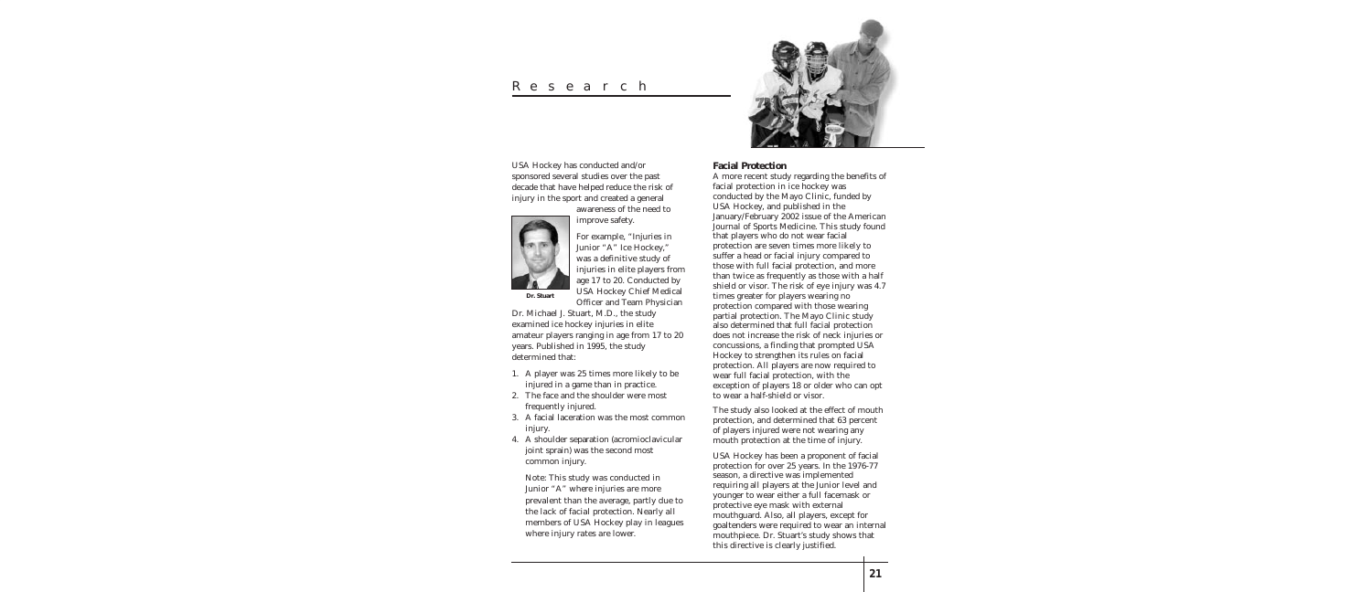# Research

USA Hockey has conducted and/or sponsored several studies over the past decade that have helped reduce the risk of injury in the sport and created a general awareness of the need to improve safety.

Dr. Stuart

For example, "Injuries in Junior "A" Ice Hockey," was a definitive study of injuries in elite players from age 17 to 20. Conducted by USA Hockey Chief Medical Officer and Team Physician Dr. Michael J. Stuart, M.D., the study examined ice hockey injuries in elite amateur players ranging in age from 17 to 20 years. Published in 1995, the study determined that:

1. A player was 25 times more likely to be injured in a game than in practice.
2. The face and the shoulder were most frequently injured.
3. A facial laceration was the most common injury.
4. A shoulder separation (acromioclavicular joint sprain) was the second most common injury.

Note: This study was conducted in Junior "A" where injuries are more prevalent than the average, partly due to the lack of facial protection. Nearly all members of USA Hockey play in leagues where injury rates are lower.

**Facial Protection**

A more recent study regarding the benefits of facial protection in ice hockey was conducted by the Mayo Clinic, funded by USA Hockey, and published in the January/February 2002 issue of the American Journal of Sports Medicine. This study found that players who do not wear facial protection are seven times more likely to suffer a head or facial injury compared to those with full facial protection, and more than twice as frequently as those with a half shield or visor. The risk of eye injury was 4.7 times greater for players wearing no protection compared with those wearing partial protection. The Mayo Clinic study also determined that full facial protection does not increase the risk of neck injuries or concussions, a finding that prompted USA Hockey to strengthen its rules on facial protection. All players are now required to wear full facial protection, with the exception of players 18 or older who can opt to wear a half-shield or visor.

The study also looked at the effect of mouth protection, and determined that 63 percent of players injured were not wearing any mouth protection at the time of injury.

USA Hockey has been a proponent of facial protection for over 25 years. In the 1976-77 season, a directive was implemented requiring all players at the Junior level and younger to wear either a full facemask or protective eye mask with external mouthguard. Also, all players, except for goaltenders were required to wear an internal mouthpiece. Dr. Stuart's study shows that this directive is clearly justified.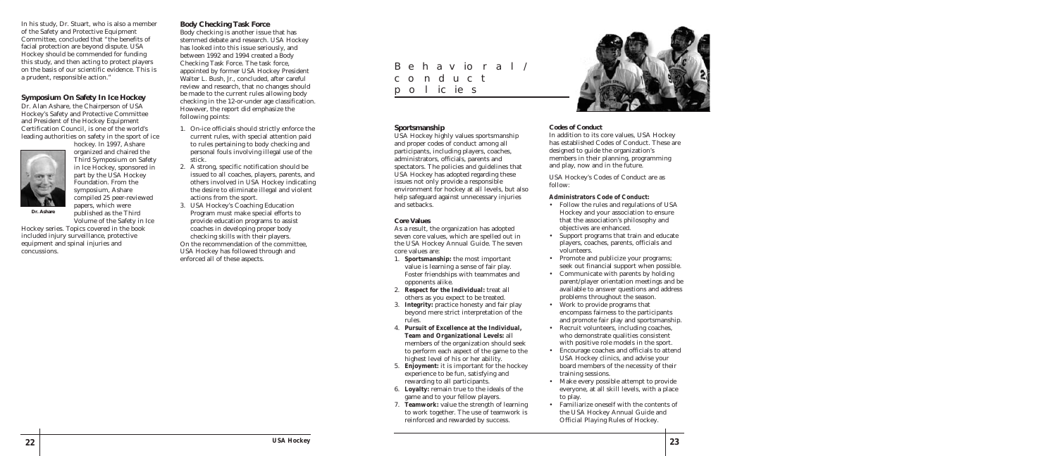In his study, Dr. Stuart, who is also a member of the Safety and Protective Equipment Committee, concluded that "the benefits of facial protection are beyond dispute. USA Hockey should be commended for funding this study, and then acting to protect players on the basis of our scientific evidence. This is a prudent, responsible action."

### Symposium On Safety In Ice Hockey

Dr. Alan Ashare, the Chairperson of USA Hockey's Safety and Protective Committee and President of the Hockey Equipment Certification Council, is one of the world's leading authorities on safety in the sport of ice hockey. In 1997, Ashare organized and chaired the Third Symposium on Safety in Ice Hockey, sponsored in part by the USA Hockey Foundation. From the symposium, Ashare compiled 25 peer-reviewed papers, which were published as the Third Volume of the Safety in Ice Hockey series. Topics covered in the book included injury surveillance, protective equipment and spinal injuries and concussions.

Dr. Ashare

### Body Checking Task Force

Body checking is another issue that has stemmed debate and research. USA Hockey has looked into this issue seriously, and between 1992 and 1994 created a Body Checking Task Force. The task force, appointed by former USA Hockey President Walter L. Bush, Jr., concluded, after careful review and research, that no changes should be made to the current rules allowing body checking in the 12-or-under age classification. However, the report did emphasize the following points:

1. On-ice officials should strictly enforce the current rules, with special attention paid to rules pertaining to body checking and personal fouls involving illegal use of the stick.
2. A strong, specific notification should be issued to all coaches, players, parents, and others involved in USA Hockey indicating the desire to eliminate illegal and violent actions from the sport.
3. USA Hockey's Coaching Education Program must make special efforts to provide education programs to assist coaches in developing proper body checking skills with their players.

On the recommendation of the committee, USA Hockey has followed through and enforced all of these aspects.

# Behavioral/conduct policies

### Sportsmanship

USA Hockey highly values sportsmanship and proper codes of conduct among all participants, including players, coaches, administrators, officials, parents and spectators. The policies and guidelines that USA Hockey has adopted regarding these issues not only provide a responsible environment for hockey at all levels, but also help safeguard against unnecessary injuries and setbacks.

### Core Values

As a result, the organization has adopted seven core values, which are spelled out in the USA Hockey Annual Guide. The seven core values are:

1. **Sportsmanship:** the most important value is learning a sense of fair play. Foster friendships with teammates and opponents alike.
2. **Respect for the Individual:** treat all others as you expect to be treated.
3. **Integrity:** practice honesty and fair play beyond mere strict interpretation of the rules.
4. **Pursuit of Excellence at the Individual, Team and Organizational Levels:** all members of the organization should seek to perform each aspect of the game to the highest level of his or her ability.
5. **Enjoyment:** it is important for the hockey experience to be fun, satisfying and rewarding to all participants.
6. **Loyalty:** remain true to the ideals of the game and to your fellow players.
7. **Teamwork:** value the strength of learning to work together. The use of teamwork is reinforced and rewarded by success.

### Codes of Conduct

In addition to its core values, USA Hockey has established Codes of Conduct. These are designed to guide the organization's members in their planning, programming and play, now and in the future.

USA Hockey's Codes of Conduct are as follow:

**Administrators Code of Conduct:**

- Follow the rules and regulations of USA Hockey and your association to ensure that the association's philosophy and objectives are enhanced.
- Support programs that train and educate players, coaches, parents, officials and volunteers.
- Promote and publicize your programs; seek out financial support when possible.
- Communicate with parents by holding parent/player orientation meetings and be available to answer questions and address problems throughout the season.
- Work to provide programs that encompass fairness to the participants and promote fair play and sportsmanship.
- Recruit volunteers, including coaches, who demonstrate qualities consistent with positive role models in the sport.
- Encourage coaches and officials to attend USA Hockey clinics, and advise your board members of the necessity of their training sessions.
- Make every possible attempt to provide everyone, at all skill levels, with a place to play.
- Familiarize oneself with the contents of the USA Hockey Annual Guide and Official Playing Rules of Hockey.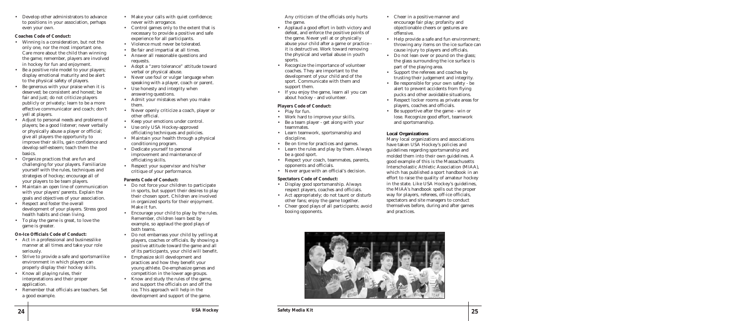- Develop other administrators to advance to positions in your association, perhaps even your own.

**Coaches Code of Conduct:**

- Winning is a consideration, but not the only one, nor the most important one. Care more about the child than winning the game; remember, players are involved in hockey for fun and enjoyment.
- Be a positive role model to your players; display emotional maturity and be alert to the physical safety of players.
- Be generous with your praise when it is deserved; be consistent and honest; be fair and just; do not criticize players publicly or privately; learn to be a more effective communicator and coach; don't yell at players.
- Adjust to personal needs and problems of players; be a good listener; never verbally or physically abuse a player or official; give all players the opportunity to improve their skills, gain confidence and develop self-esteem; teach them the basics.
- Organize practices that are fun and challenging for your players. Familiarize yourself with the rules, techniques and strategies of hockey; encourage all of your players to be team players.
- Maintain an open line of communication with your players' parents. Explain the goals and objectives of your association.
- Respect and foster the overall development of your players. Stress good health habits and clean living.
- To play the game is great, to love the game is greater.

**On-Ice Officials Code of Conduct:**

- Act in a professional and businesslike manner at all times and take your role seriously.
- Strive to provide a safe and sportsmanlike environment in which players can properly display their hockey skills.
- Know all playing rules, their interpretations and their proper application.
- Remember that officials are teachers. Set a good example.
- Make your calls with quiet confidence; never with arrogance.
- Control games only to the extent that is necessary to provide a positive and safe experience for all participants.
- Violence must never be tolerated.
- Be fair and impartial at all times.
- Answer all reasonable questions and requests.
- Adopt a "zero tolerance" attitude toward verbal or physical abuse.
- Never use foul or vulgar language when speaking with a player, coach or parent.
- Use honesty and integrity when answering questions.
- Admit your mistakes when you make them.
- Never openly criticize a coach, player or other official.
- Keep your emotions under control.
- Use only USA Hockey-approved officiating techniques and policies.
- Maintain your health through a physical conditioning program.
- Dedicate yourself to personal improvement and maintenance of officiating skills.
- Respect your supervisor and his/her critique of your performance.

**Parents Code of Conduct:**

- Do not force your children to participate in sports, but support their desires to play their chosen sport. Children are involved in organized sports for their enjoyment. Make it fun.
- Encourage your child to play by the rules. Remember, children learn best by example, so applaud the good plays of both teams.
- Do not embarrass your child by yelling at players, coaches or officials. By showing a positive attitude toward the game and all of its participants, your child will benefit.
- Emphasize skill development and practices and how they benefit your young athlete. De-emphasize games and competition in the lower age groups.
- Know and study the rules of the game, and support the officials on and off the ice. This approach will help in the development and support of the game. Any criticism of the officials only hurts the game.
- Applaud a good effort in both victory and defeat, and enforce the positive points of the game. Never yell at or physically abuse your child after a game or practice - it is destructive. Work toward removing the physical and verbal abuse in youth sports.
- Recognize the importance of volunteer coaches. They are important to the development of your child and of the sport. Communicate with them and support them.
- If you enjoy the game, learn all you can about hockey - and volunteer.

**Players Code of Conduct:**

- Play for fun.
- Work hard to improve your skills.
- Be a team player - get along with your teammates.
- Learn teamwork, sportsmanship and discipline.
- Be on time for practices and games.
- Learn the rules and play by them. Always be a good sport.
- Respect your coach, teammates, parents, opponents and officials.
- Never argue with an official's decision.

**Spectators Code of Conduct:**

- Display good sportsmanship. Always respect players, coaches and officials.
- Act appropriately; do not taunt or disturb other fans; enjoy the game together.
- Cheer good plays of all participants; avoid booing opponents.
- Cheer in a positive manner and encourage fair play; profanity and objectionable cheers or gestures are offensive.
- Help provide a safe and fun environment; throwing any items on the ice surface can cause injury to players and officials.
- Do not lean over or pound on the glass; the glass surrounding the ice surface is part of the playing area.
- Support the referees and coaches by trusting their judgement and integrity.
- Be responsible for your own safety - be alert to prevent accidents from flying pucks and other avoidable situations.
- Respect locker rooms as private areas for players, coaches and officials.
- Be supportive after the game - win or lose. Recognize good effort, teamwork and sportsmanship.

**Local Organizations**

Many local organizations and associations have taken USA Hockey's policies and guidelines regarding sportsmanship and molded them into their own guidelines. A good example of this is the Massachusetts Interscholastic Athletic Association (MIAA), which has published a sport handbook in an effort to raise the quality of amateur hockey in the state. Like USA Hockey's guidelines, the MIAA's handbook spells out the proper way for players, referees, off-ice officials, spectators and site managers to conduct themselves before, during and after games and practices.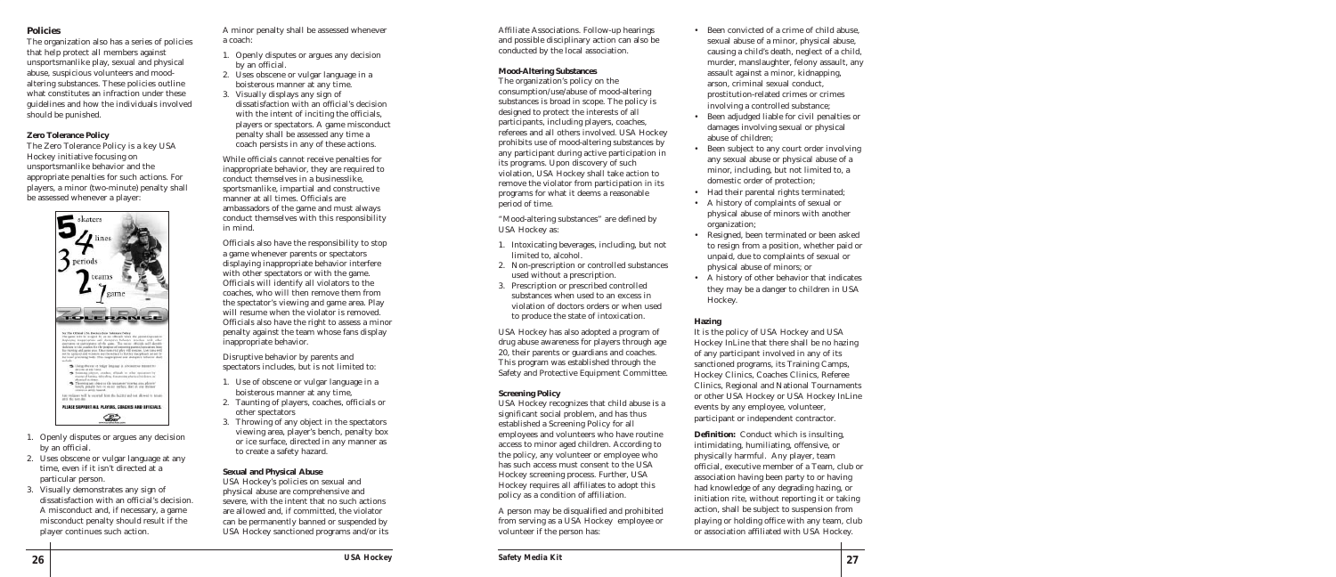## Policies

The organization also has a series of policies that help protect all members against unsportsmanlike play, sexual and physical abuse, suspicious volunteers and mood-altering substances. These policies outline what constitutes an infraction under these guidelines and how the individuals involved should be punished.

### Zero Tolerance Policy

The Zero Tolerance Policy is a key USA Hockey initiative focusing on unsportsmanlike behavior and the appropriate penalties for such actions. For players, a minor (two-minute) penalty shall be assessed whenever a player:

1. Openly disputes or argues any decision by an official.
2. Uses obscene or vulgar language at any time, even if it isn't directed at a particular person.
3. Visually demonstrates any sign of dissatisfaction with an official's decision. A misconduct and, if necessary, a game misconduct penalty should result if the player continues such action.

A minor penalty shall be assessed whenever a coach:

1. Openly disputes or argues any decision by an official.
2. Uses obscene or vulgar language in a boisterous manner at any time.
3. Visually displays any sign of dissatisfaction with an official's decision with the intent of inciting the officials, players or spectators. A game misconduct penalty shall be assessed any time a coach persists in any of these actions.

While officials cannot receive penalties for inappropriate behavior, they are required to conduct themselves in a businesslike, sportsmanlike, impartial and constructive manner at all times. Officials are ambassadors of the game and must always conduct themselves with this responsibility in mind.

Officials also have the responsibility to stop a game whenever parents or spectators displaying inappropriate behavior interfere with other spectators or with the game. Officials will identify all violators to the coaches, who will then remove them from the spectator's viewing and game area. Play will resume when the violator is removed. Officials also have the right to assess a minor penalty against the team whose fans display inappropriate behavior.

Disruptive behavior by parents and spectators includes, but is not limited to:

1. Use of obscene or vulgar language in a boisterous manner at any time,
2. Taunting of players, coaches, officials or other spectators
3. Throwing of any object in the spectators viewing area, player's bench, penalty box or ice surface, directed in any manner as to create a safety hazard.

### Sexual and Physical Abuse

USA Hockey's policies on sexual and physical abuse are comprehensive and severe, with the intent that no such actions are allowed and, if committed, the violator can be permanently banned or suspended by USA Hockey sanctioned programs and/or its Affiliate Associations. Follow-up hearings and possible disciplinary action can also be conducted by the local association.

### Mood-Altering Substances

The organization's policy on the consumption/use/abuse of mood-altering substances is broad in scope. The policy is designed to protect the interests of all participants, including players, coaches, referees and all others involved. USA Hockey prohibits use of mood-altering substances by any participant during active participation in its programs. Upon discovery of such violation, USA Hockey shall take action to remove the violator from participation in its programs for what it deems a reasonable period of time.

"Mood-altering substances" are defined by USA Hockey as:

1. Intoxicating beverages, including, but not limited to, alcohol.
2. Non-prescription or controlled substances used without a prescription.
3. Prescription or prescribed controlled substances when used to an excess in violation of doctors orders or when used to produce the state of intoxication.

USA Hockey has also adopted a program of drug abuse awareness for players through age 20, their parents or guardians and coaches. This program was established through the Safety and Protective Equipment Committee.

### Screening Policy

USA Hockey recognizes that child abuse is a significant social problem, and has thus established a Screening Policy for all employees and volunteers who have routine access to minor aged children. According to the policy, any volunteer or employee who has such access must consent to the USA Hockey screening process. Further, USA Hockey requires all affiliates to adopt this policy as a condition of affiliation.

A person may be disqualified and prohibited from serving as a USA Hockey employee or volunteer if the person has:

- Been convicted of a crime of child abuse, sexual abuse of a minor, physical abuse, causing a child's death, neglect of a child, murder, manslaughter, felony assault, any assault against a minor, kidnapping, arson, criminal sexual conduct, prostitution-related crimes or crimes involving a controlled substance;
- Been adjudged liable for civil penalties or damages involving sexual or physical abuse of children;
- Been subject to any court order involving any sexual abuse or physical abuse of a minor, including, but not limited to, a domestic order of protection;
- Had their parental rights terminated;
- A history of complaints of sexual or physical abuse of minors with another organization;
- Resigned, been terminated or been asked to resign from a position, whether paid or unpaid, due to complaints of sexual or physical abuse of minors; or
- A history of other behavior that indicates they may be a danger to children in USA Hockey.

### Hazing

It is the policy of USA Hockey and USA Hockey InLine that there shall be no hazing of any participant involved in any of its sanctioned programs, its Training Camps, Hockey Clinics, Coaches Clinics, Referee Clinics, Regional and National Tournaments or other USA Hockey or USA Hockey InLine events by any employee, volunteer, participant or independent contractor.

**Definition:** Conduct which is insulting, intimidating, humiliating, offensive, or physically harmful. Any player, team official, executive member of a Team, club or association having been party to or having had knowledge of any degrading hazing, or initiation rite, without reporting it or taking action, shall be subject to suspension from playing or holding office with any team, club or association affiliated with USA Hockey.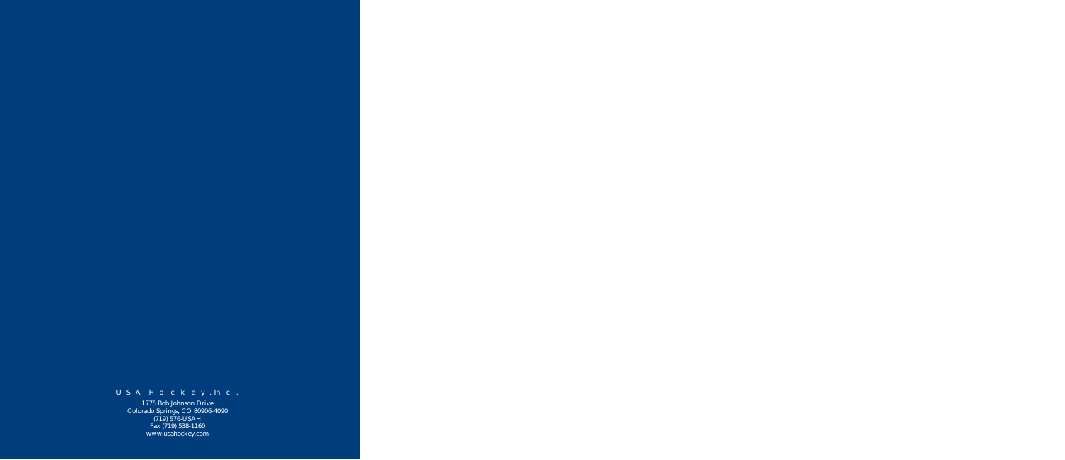USA Hockey, Inc.

1775 Bob Johnson Drive
Colorado Springs, CO 80906-4090
(719) 576-USAH
Fax (719) 538-1160
www.usahockey.com